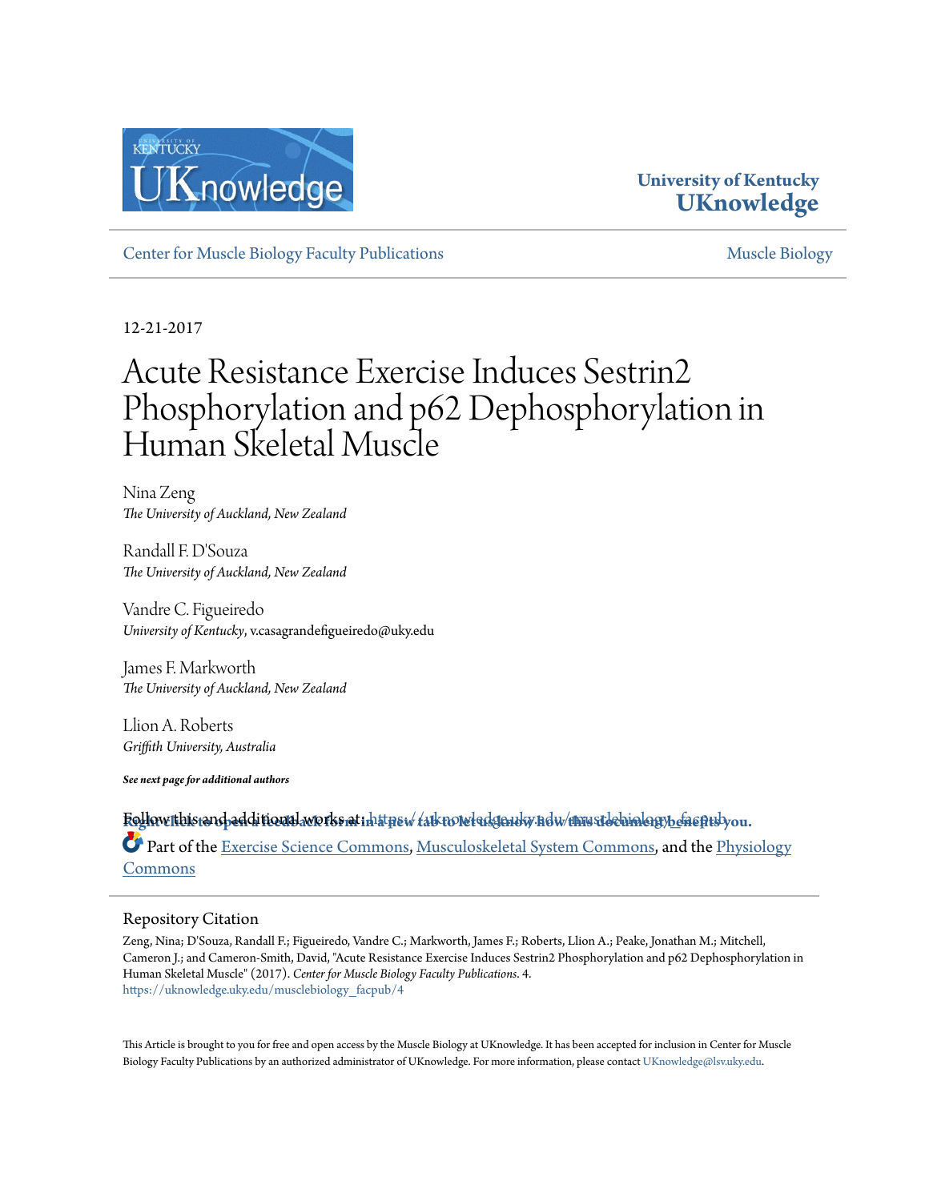University of Kentucky
UKnowledge

Center for Muscle Biology Faculty Publications | Muscle Biology

12-21-2017

# Acute Resistance Exercise Induces Sestrin2 Phosphorylation and p62 Dephosphorylation in Human Skeletal Muscle

Nina Zeng
*The University of Auckland, New Zealand*

Randall F. D'Souza
*The University of Auckland, New Zealand*

Vandre C. Figueiredo
*University of Kentucky*, v.casagrandefigueiredo@uky.edu

James F. Markworth
*The University of Auckland, New Zealand*

Llion A. Roberts
*Griffith University, Australia*

***See next page for additional authors***

Follow this and additional works at: https://uknowledge.uky.edu/musclebiology_facpub

Part of the Exercise Science Commons, Musculoskeletal System Commons, and the Physiology Commons

Right click to open a feedback form in a new tab to let us know how this document benefits you.

## Repository Citation

Zeng, Nina; D'Souza, Randall F.; Figueiredo, Vandre C.; Markworth, James F.; Roberts, Llion A.; Peake, Jonathan M.; Mitchell, Cameron J.; and Cameron-Smith, David, "Acute Resistance Exercise Induces Sestrin2 Phosphorylation and p62 Dephosphorylation in Human Skeletal Muscle" (2017). *Center for Muscle Biology Faculty Publications*. 4.
https://uknowledge.uky.edu/musclebiology_facpub/4

This Article is brought to you for free and open access by the Muscle Biology at UKnowledge. It has been accepted for inclusion in Center for Muscle Biology Faculty Publications by an authorized administrator of UKnowledge. For more information, please contact UKnowledge@lsv.uky.edu.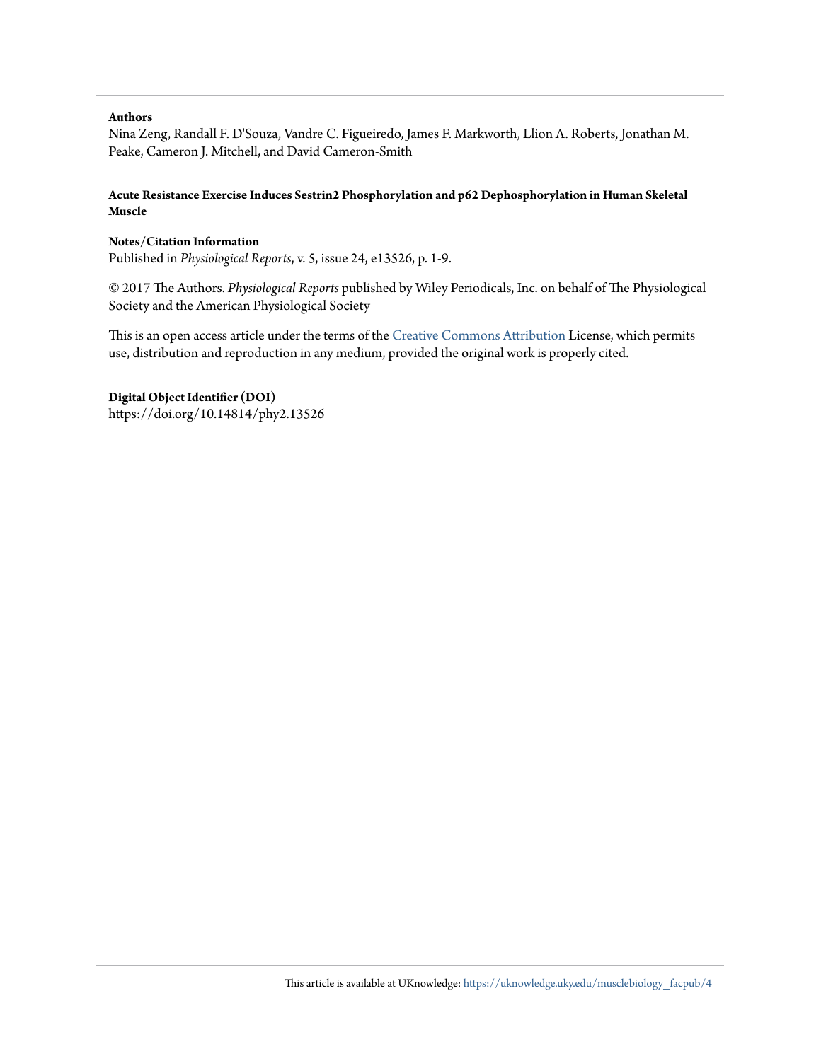**Authors**

Nina Zeng, Randall F. D'Souza, Vandre C. Figueiredo, James F. Markworth, Llion A. Roberts, Jonathan M. Peake, Cameron J. Mitchell, and David Cameron-Smith

**Acute Resistance Exercise Induces Sestrin2 Phosphorylation and p62 Dephosphorylation in Human Skeletal Muscle**

**Notes/Citation Information**

Published in *Physiological Reports*, v. 5, issue 24, e13526, p. 1-9.

© 2017 The Authors. *Physiological Reports* published by Wiley Periodicals, Inc. on behalf of The Physiological Society and the American Physiological Society

This is an open access article under the terms of the Creative Commons Attribution License, which permits use, distribution and reproduction in any medium, provided the original work is properly cited.

**Digital Object Identifier (DOI)**

https://doi.org/10.14814/phy2.13526

This article is available at UKnowledge: https://uknowledge.uky.edu/musclebiology_facpub/4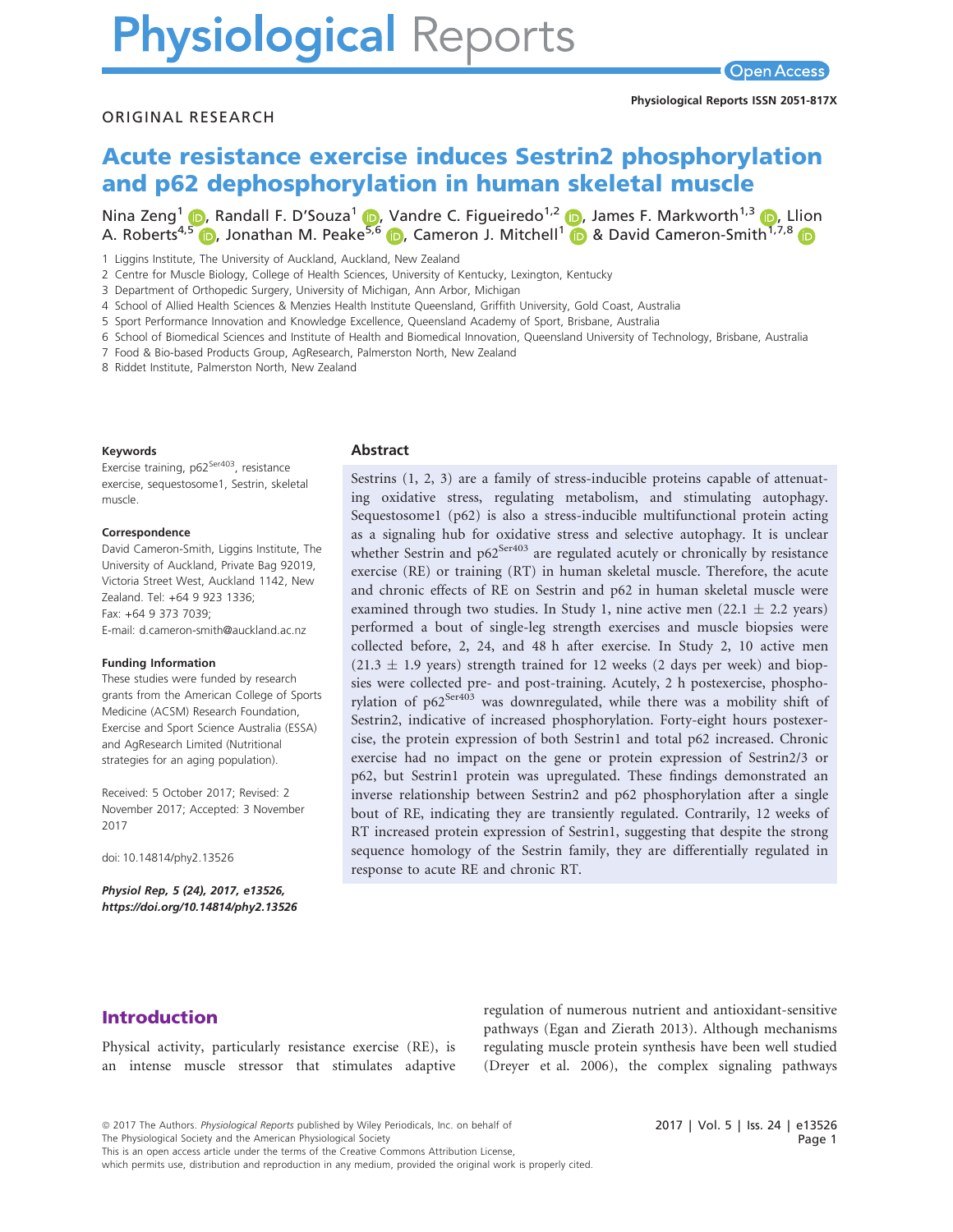# Physiological Reports

ORIGINAL RESEARCH

# Acute resistance exercise induces Sestrin2 phosphorylation and p62 dephosphorylation in human skeletal muscle

Nina Zeng[1], Randall F. D'Souza[1], Vandre C. Figueiredo[1,2], James F. Markworth[1,3], Llion A. Roberts[4,5], Jonathan M. Peake[5,6], Cameron J. Mitchell[1] & David Cameron-Smith[1,7,8]

1 Liggins Institute, The University of Auckland, Auckland, New Zealand
2 Centre for Muscle Biology, College of Health Sciences, University of Kentucky, Lexington, Kentucky
3 Department of Orthopedic Surgery, University of Michigan, Ann Arbor, Michigan
4 School of Allied Health Sciences & Menzies Health Institute Queensland, Griffith University, Gold Coast, Australia
5 Sport Performance Innovation and Knowledge Excellence, Queensland Academy of Sport, Brisbane, Australia
6 School of Biomedical Sciences and Institute of Health and Biomedical Innovation, Queensland University of Technology, Brisbane, Australia
7 Food & Bio-based Products Group, AgResearch, Palmerston North, New Zealand
8 Riddet Institute, Palmerston North, New Zealand

**Keywords**

Exercise training, p62$^{Ser403}$, resistance exercise, sequestosome1, Sestrin, skeletal muscle.

**Correspondence**

David Cameron-Smith, Liggins Institute, The University of Auckland, Private Bag 92019, Victoria Street West, Auckland 1142, New Zealand. Tel: +64 9 923 1336; Fax: +64 9 373 7039; E-mail: d.cameron-smith@auckland.ac.nz

**Funding Information**

These studies were funded by research grants from the American College of Sports Medicine (ACSM) Research Foundation, Exercise and Sport Science Australia (ESSA) and AgResearch Limited (Nutritional strategies for an aging population).

Received: 5 October 2017; Revised: 2 November 2017; Accepted: 3 November 2017

doi: 10.14814/phy2.13526

*Physiol Rep, 5 (24), 2017, e13526, https://doi.org/10.14814/phy2.13526*

## Abstract

Sestrins (1, 2, 3) are a family of stress-inducible proteins capable of attenuating oxidative stress, regulating metabolism, and stimulating autophagy. Sequestosome1 (p62) is also a stress-inducible multifunctional protein acting as a signaling hub for oxidative stress and selective autophagy. It is unclear whether Sestrin and p62$^{Ser403}$ are regulated acutely or chronically by resistance exercise (RE) or training (RT) in human skeletal muscle. Therefore, the acute and chronic effects of RE on Sestrin and p62 in human skeletal muscle were examined through two studies. In Study 1, nine active men (22.1 ± 2.2 years) performed a bout of single-leg strength exercises and muscle biopsies were collected before, 2, 24, and 48 h after exercise. In Study 2, 10 active men (21.3 ± 1.9 years) strength trained for 12 weeks (2 days per week) and biopsies were collected pre- and post-training. Acutely, 2 h postexercise, phosphorylation of p62$^{Ser403}$ was downregulated, while there was a mobility shift of Sestrin2, indicative of increased phosphorylation. Forty-eight hours postexercise, the protein expression of both Sestrin1 and total p62 increased. Chronic exercise had no impact on the gene or protein expression of Sestrin2/3 or p62, but Sestrin1 protein was upregulated. These findings demonstrated an inverse relationship between Sestrin2 and p62 phosphorylation after a single bout of RE, indicating they are transiently regulated. Contrarily, 12 weeks of RT increased protein expression of Sestrin1, suggesting that despite the strong sequence homology of the Sestrin family, they are differentially regulated in response to acute RE and chronic RT.

## Introduction

Physical activity, particularly resistance exercise (RE), is an intense muscle stressor that stimulates adaptive regulation of numerous nutrient and antioxidant-sensitive pathways (Egan and Zierath 2013). Although mechanisms regulating muscle protein synthesis have been well studied (Dreyer et al. 2006), the complex signaling pathways

© 2017 The Authors. *Physiological Reports* published by Wiley Periodicals, Inc. on behalf of The Physiological Society and the American Physiological Society
This is an open access article under the terms of the Creative Commons Attribution License, which permits use, distribution and reproduction in any medium, provided the original work is properly cited.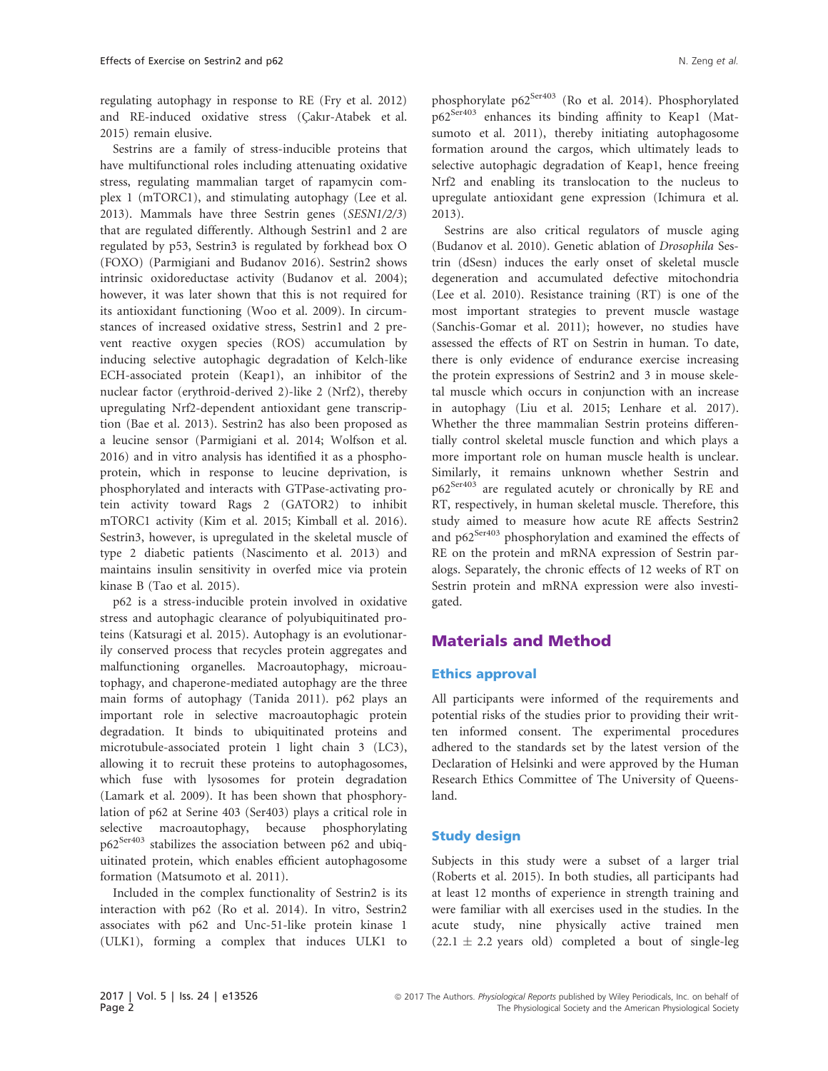regulating autophagy in response to RE (Fry et al. 2012) and RE-induced oxidative stress (Çakır-Atabek et al. 2015) remain elusive.

Sestrins are a family of stress-inducible proteins that have multifunctional roles including attenuating oxidative stress, regulating mammalian target of rapamycin complex 1 (mTORC1), and stimulating autophagy (Lee et al. 2013). Mammals have three Sestrin genes (*SESN1/2/3*) that are regulated differently. Although Sestrin1 and 2 are regulated by p53, Sestrin3 is regulated by forkhead box O (FOXO) (Parmigiani and Budanov 2016). Sestrin2 shows intrinsic oxidoreductase activity (Budanov et al. 2004); however, it was later shown that this is not required for its antioxidant functioning (Woo et al. 2009). In circumstances of increased oxidative stress, Sestrin1 and 2 prevent reactive oxygen species (ROS) accumulation by inducing selective autophagic degradation of Kelch-like ECH-associated protein (Keap1), an inhibitor of the nuclear factor (erythroid-derived 2)-like 2 (Nrf2), thereby upregulating Nrf2-dependent antioxidant gene transcription (Bae et al. 2013). Sestrin2 has also been proposed as a leucine sensor (Parmigiani et al. 2014; Wolfson et al. 2016) and in vitro analysis has identified it as a phosphoprotein, which in response to leucine deprivation, is phosphorylated and interacts with GTPase-activating protein activity toward Rags 2 (GATOR2) to inhibit mTORC1 activity (Kim et al. 2015; Kimball et al. 2016). Sestrin3, however, is upregulated in the skeletal muscle of type 2 diabetic patients (Nascimento et al. 2013) and maintains insulin sensitivity in overfed mice via protein kinase B (Tao et al. 2015).

p62 is a stress-inducible protein involved in oxidative stress and autophagic clearance of polyubiquitinated proteins (Katsuragi et al. 2015). Autophagy is an evolutionarily conserved process that recycles protein aggregates and malfunctioning organelles. Macroautophagy, microautophagy, and chaperone-mediated autophagy are the three main forms of autophagy (Tanida 2011). p62 plays an important role in selective macroautophagic protein degradation. It binds to ubiquitinated proteins and microtubule-associated protein 1 light chain 3 (LC3), allowing it to recruit these proteins to autophagosomes, which fuse with lysosomes for protein degradation (Lamark et al. 2009). It has been shown that phosphorylation of p62 at Serine 403 (Ser403) plays a critical role in selective macroautophagy, because phosphorylating $p62^{Ser403}$ stabilizes the association between p62 and ubiquitinated protein, which enables efficient autophagosome formation (Matsumoto et al. 2011).

Included in the complex functionality of Sestrin2 is its interaction with p62 (Ro et al. 2014). In vitro, Sestrin2 associates with p62 and Unc-51-like protein kinase 1 (ULK1), forming a complex that induces ULK1 to phosphorylate $p62^{Ser403}$ (Ro et al. 2014). Phosphorylated $p62^{Ser403}$ enhances its binding affinity to Keap1 (Matsumoto et al. 2011), thereby initiating autophagosome formation around the cargos, which ultimately leads to selective autophagic degradation of Keap1, hence freeing Nrf2 and enabling its translocation to the nucleus to upregulate antioxidant gene expression (Ichimura et al. 2013).

Sestrins are also critical regulators of muscle aging (Budanov et al. 2010). Genetic ablation of *Drosophila* Sestrin (dSesn) induces the early onset of skeletal muscle degeneration and accumulated defective mitochondria (Lee et al. 2010). Resistance training (RT) is one of the most important strategies to prevent muscle wastage (Sanchis-Gomar et al. 2011); however, no studies have assessed the effects of RT on Sestrin in human. To date, there is only evidence of endurance exercise increasing the protein expressions of Sestrin2 and 3 in mouse skeletal muscle which occurs in conjunction with an increase in autophagy (Liu et al. 2015; Lenhare et al. 2017). Whether the three mammalian Sestrin proteins differentially control skeletal muscle function and which plays a more important role on human muscle health is unclear. Similarly, it remains unknown whether Sestrin and $p62^{Ser403}$ are regulated acutely or chronically by RE and RT, respectively, in human skeletal muscle. Therefore, this study aimed to measure how acute RE affects Sestrin2 and $p62^{Ser403}$ phosphorylation and examined the effects of RE on the protein and mRNA expression of Sestrin paralogs. Separately, the chronic effects of 12 weeks of RT on Sestrin protein and mRNA expression were also investigated.

## Materials and Method

### Ethics approval

All participants were informed of the requirements and potential risks of the studies prior to providing their written informed consent. The experimental procedures adhered to the standards set by the latest version of the Declaration of Helsinki and were approved by the Human Research Ethics Committee of The University of Queensland.

### Study design

Subjects in this study were a subset of a larger trial (Roberts et al. 2015). In both studies, all participants had at least 12 months of experience in strength training and were familiar with all exercises used in the studies. In the acute study, nine physically active trained men ($22.1 \pm 2.2$ years old) completed a bout of single-leg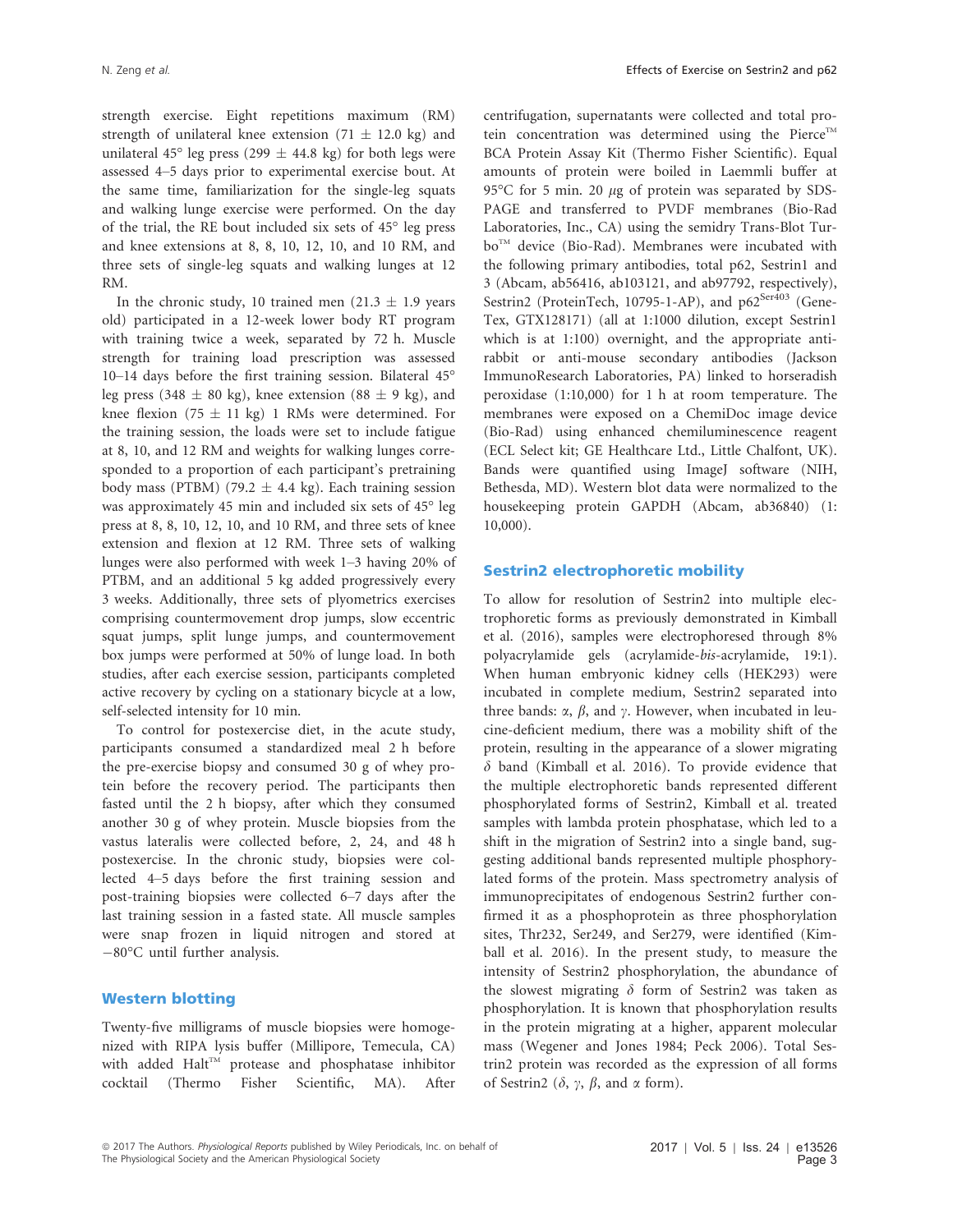strength exercise. Eight repetitions maximum (RM) strength of unilateral knee extension (71 ± 12.0 kg) and unilateral 45° leg press (299 ± 44.8 kg) for both legs were assessed 4–5 days prior to experimental exercise bout. At the same time, familiarization for the single-leg squats and walking lunge exercise were performed. On the day of the trial, the RE bout included six sets of 45° leg press and knee extensions at 8, 8, 10, 12, 10, and 10 RM, and three sets of single-leg squats and walking lunges at 12 RM.

In the chronic study, 10 trained men (21.3 ± 1.9 years old) participated in a 12-week lower body RT program with training twice a week, separated by 72 h. Muscle strength for training load prescription was assessed 10–14 days before the first training session. Bilateral 45° leg press (348 ± 80 kg), knee extension (88 ± 9 kg), and knee flexion (75 ± 11 kg) 1 RMs were determined. For the training session, the loads were set to include fatigue at 8, 10, and 12 RM and weights for walking lunges corresponded to a proportion of each participant's pretraining body mass (PTBM) (79.2 ± 4.4 kg). Each training session was approximately 45 min and included six sets of 45° leg press at 8, 8, 10, 12, 10, and 10 RM, and three sets of knee extension and flexion at 12 RM. Three sets of walking lunges were also performed with week 1–3 having 20% of PTBM, and an additional 5 kg added progressively every 3 weeks. Additionally, three sets of plyometrics exercises comprising countermovement drop jumps, slow eccentric squat jumps, split lunge jumps, and countermovement box jumps were performed at 50% of lunge load. In both studies, after each exercise session, participants completed active recovery by cycling on a stationary bicycle at a low, self-selected intensity for 10 min.

To control for postexercise diet, in the acute study, participants consumed a standardized meal 2 h before the pre-exercise biopsy and consumed 30 g of whey protein before the recovery period. The participants then fasted until the 2 h biopsy, after which they consumed another 30 g of whey protein. Muscle biopsies from the vastus lateralis were collected before, 2, 24, and 48 h postexercise. In the chronic study, biopsies were collected 4–5 days before the first training session and post-training biopsies were collected 6–7 days after the last training session in a fasted state. All muscle samples were snap frozen in liquid nitrogen and stored at −80°C until further analysis.

## Western blotting

Twenty-five milligrams of muscle biopsies were homogenized with RIPA lysis buffer (Millipore, Temecula, CA) with added Halt™ protease and phosphatase inhibitor cocktail (Thermo Fisher Scientific, MA). After centrifugation, supernatants were collected and total protein concentration was determined using the Pierce™ BCA Protein Assay Kit (Thermo Fisher Scientific). Equal amounts of protein were boiled in Laemmli buffer at 95°C for 5 min. 20 $\mu$g of protein was separated by SDS-PAGE and transferred to PVDF membranes (Bio-Rad Laboratories, Inc., CA) using the semidry Trans-Blot Turbo™ device (Bio-Rad). Membranes were incubated with the following primary antibodies, total p62, Sestrin1 and 3 (Abcam, ab56416, ab103121, and ab97792, respectively), Sestrin2 (ProteinTech, 10795-1-AP), and p62$^{Ser403}$ (GeneTex, GTX128171) (all at 1:1000 dilution, except Sestrin1 which is at 1:100) overnight, and the appropriate anti-rabbit or anti-mouse secondary antibodies (Jackson ImmunoResearch Laboratories, PA) linked to horseradish peroxidase (1:10,000) for 1 h at room temperature. The membranes were exposed on a ChemiDoc image device (Bio-Rad) using enhanced chemiluminescence reagent (ECL Select kit; GE Healthcare Ltd., Little Chalfont, UK). Bands were quantified using ImageJ software (NIH, Bethesda, MD). Western blot data were normalized to the housekeeping protein GAPDH (Abcam, ab36840) (1: 10,000).

## Sestrin2 electrophoretic mobility

To allow for resolution of Sestrin2 into multiple electrophoretic forms as previously demonstrated in Kimball et al. (2016), samples were electrophoresed through 8% polyacrylamide gels (acrylamide-*bis*-acrylamide, 19:1). When human embryonic kidney cells (HEK293) were incubated in complete medium, Sestrin2 separated into three bands: $\alpha$, $\beta$, and $\gamma$. However, when incubated in leucine-deficient medium, there was a mobility shift of the protein, resulting in the appearance of a slower migrating $\delta$ band (Kimball et al. 2016). To provide evidence that the multiple electrophoretic bands represented different phosphorylated forms of Sestrin2, Kimball et al. treated samples with lambda protein phosphatase, which led to a shift in the migration of Sestrin2 into a single band, suggesting additional bands represented multiple phosphorylated forms of the protein. Mass spectrometry analysis of immunoprecipitates of endogenous Sestrin2 further confirmed it as a phosphoprotein as three phosphorylation sites, Thr232, Ser249, and Ser279, were identified (Kimball et al. 2016). In the present study, to measure the intensity of Sestrin2 phosphorylation, the abundance of the slowest migrating $\delta$ form of Sestrin2 was taken as phosphorylation. It is known that phosphorylation results in the protein migrating at a higher, apparent molecular mass (Wegener and Jones 1984; Peck 2006). Total Sestrin2 protein was recorded as the expression of all forms of Sestrin2 ($\delta$, $\gamma$, $\beta$, and $\alpha$ form).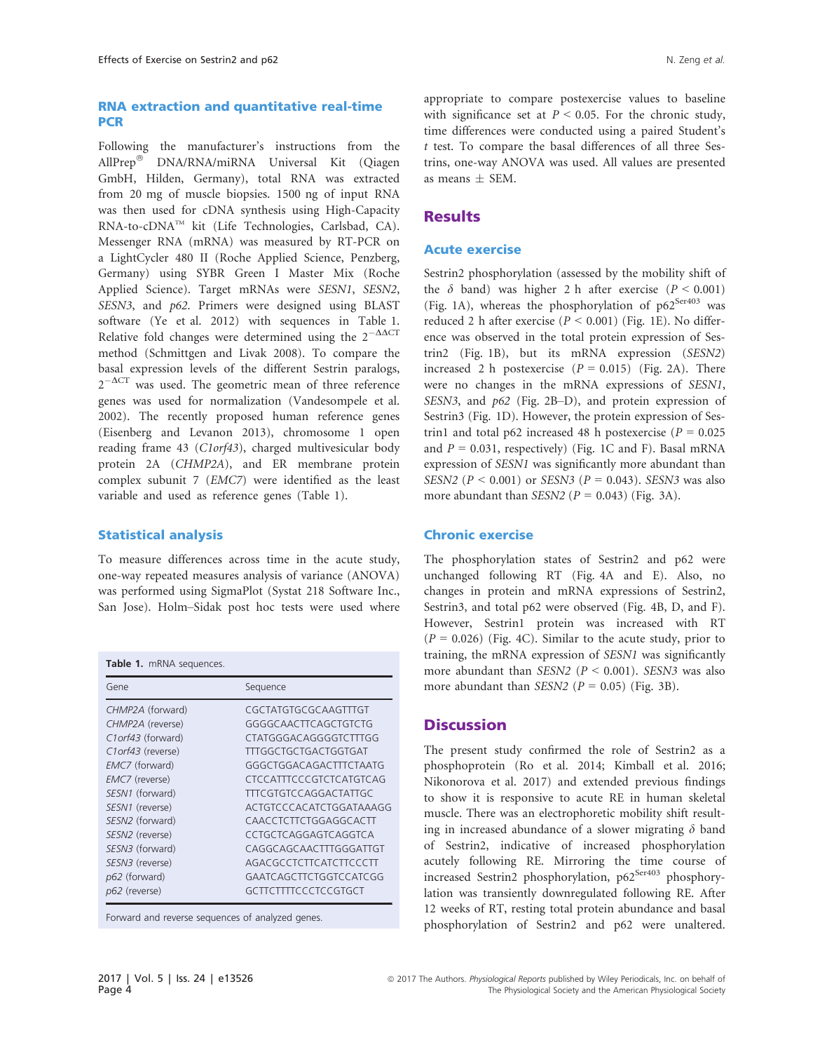### RNA extraction and quantitative real-time PCR

Following the manufacturer's instructions from the AllPrep® DNA/RNA/miRNA Universal Kit (Qiagen GmbH, Hilden, Germany), total RNA was extracted from 20 mg of muscle biopsies. 1500 ng of input RNA was then used for cDNA synthesis using High-Capacity RNA-to-cDNA™ kit (Life Technologies, Carlsbad, CA). Messenger RNA (mRNA) was measured by RT-PCR on a LightCycler 480 II (Roche Applied Science, Penzberg, Germany) using SYBR Green I Master Mix (Roche Applied Science). Target mRNAs were *SESN1*, *SESN2*, *SESN3*, and *p62*. Primers were designed using BLAST software (Ye et al. 2012) with sequences in Table 1. Relative fold changes were determined using the $2^{-\Delta\Delta CT}$ method (Schmittgen and Livak 2008). To compare the basal expression levels of the different Sestrin paralogs, $2^{-\Delta CT}$ was used. The geometric mean of three reference genes was used for normalization (Vandesompele et al. 2002). The recently proposed human reference genes (Eisenberg and Levanon 2013), chromosome 1 open reading frame 43 (*C1orf43*), charged multivesicular body protein 2A (*CHMP2A*), and ER membrane protein complex subunit 7 (*EMC7*) were identified as the least variable and used as reference genes (Table 1).

### Statistical analysis

To measure differences across time in the acute study, one-way repeated measures analysis of variance (ANOVA) was performed using SigmaPlot (Systat 218 Software Inc., San Jose). Holm–Sidak post hoc tests were used where appropriate to compare postexercise values to baseline with significance set at $P < 0.05$. For the chronic study, time differences were conducted using a paired Student's *t* test. To compare the basal differences of all three Sestrins, one-way ANOVA was used. All values are presented as means ± SEM.

**Table 1.** mRNA sequences.

| Gene | Sequence |
|---|---|
| *CHMP2A* (forward) | CGCTATGTGCGCAAGTTTGT |
| *CHMP2A* (reverse) | GGGGCAACTTCAGCTGTCTG |
| *C1orf43* (forward) | CTATGGGACAGGGGTCTTTGG |
| *C1orf43* (reverse) | TTTGGCTGCTGACTGGTGAT |
| *EMC7* (forward) | GGGCTGGACAGACTTTCTAATG |
| *EMC7* (reverse) | CTCCATTTCCCGTCTCATGTCAG |
| *SESN1* (forward) | TTTCGTGTCCAGGACTATTGC |
| *SESN1* (reverse) | ACTGTCCCACATCTGGATAAAGG |
| *SESN2* (forward) | CAACCTCTTCTGGAGGCACTT |
| *SESN2* (reverse) | CCTGCTCAGGAGTCAGGTCA |
| *SESN3* (forward) | CAGGCAGCAACTTTGGGATTGT |
| *SESN3* (reverse) | AGACGCCTCTTCATCTTCCCTT |
| *p62* (forward) | GAATCAGCTTCTGGTCCATCGG |
| *p62* (reverse) | GCTTCTTTTCCCTCCGTGCT |

Forward and reverse sequences of analyzed genes.

## Results

### Acute exercise

Sestrin2 phosphorylation (assessed by the mobility shift of the $\delta$ band) was higher 2 h after exercise ($P < 0.001$) (Fig. 1A), whereas the phosphorylation of p62$^{Ser403}$ was reduced 2 h after exercise ($P < 0.001$) (Fig. 1E). No difference was observed in the total protein expression of Sestrin2 (Fig. 1B), but its mRNA expression (*SESN2*) increased 2 h postexercise ($P = 0.015$) (Fig. 2A). There were no changes in the mRNA expressions of *SESN1*, *SESN3*, and *p62* (Fig. 2B–D), and protein expression of Sestrin3 (Fig. 1D). However, the protein expression of Sestrin1 and total p62 increased 48 h postexercise ($P = 0.025$ and $P = 0.031$, respectively) (Fig. 1C and F). Basal mRNA expression of *SESN1* was significantly more abundant than *SESN2* ($P < 0.001$) or *SESN3* ($P = 0.043$). *SESN3* was also more abundant than *SESN2* ($P = 0.043$) (Fig. 3A).

### Chronic exercise

The phosphorylation states of Sestrin2 and p62 were unchanged following RT (Fig. 4A and E). Also, no changes in protein and mRNA expressions of Sestrin2, Sestrin3, and total p62 were observed (Fig. 4B, D, and F). However, Sestrin1 protein was increased with RT ($P = 0.026$) (Fig. 4C). Similar to the acute study, prior to training, the mRNA expression of *SESN1* was significantly more abundant than *SESN2* ($P < 0.001$). *SESN3* was also more abundant than *SESN2* ($P = 0.05$) (Fig. 3B).

## Discussion

The present study confirmed the role of Sestrin2 as a phosphoprotein (Ro et al. 2014; Kimball et al. 2016; Nikonorova et al. 2017) and extended previous findings to show it is responsive to acute RE in human skeletal muscle. There was an electrophoretic mobility shift resulting in increased abundance of a slower migrating $\delta$ band of Sestrin2, indicative of increased phosphorylation acutely following RE. Mirroring the time course of increased Sestrin2 phosphorylation, p62$^{Ser403}$ phosphorylation was transiently downregulated following RE. After 12 weeks of RT, resting total protein abundance and basal phosphorylation of Sestrin2 and p62 were unaltered.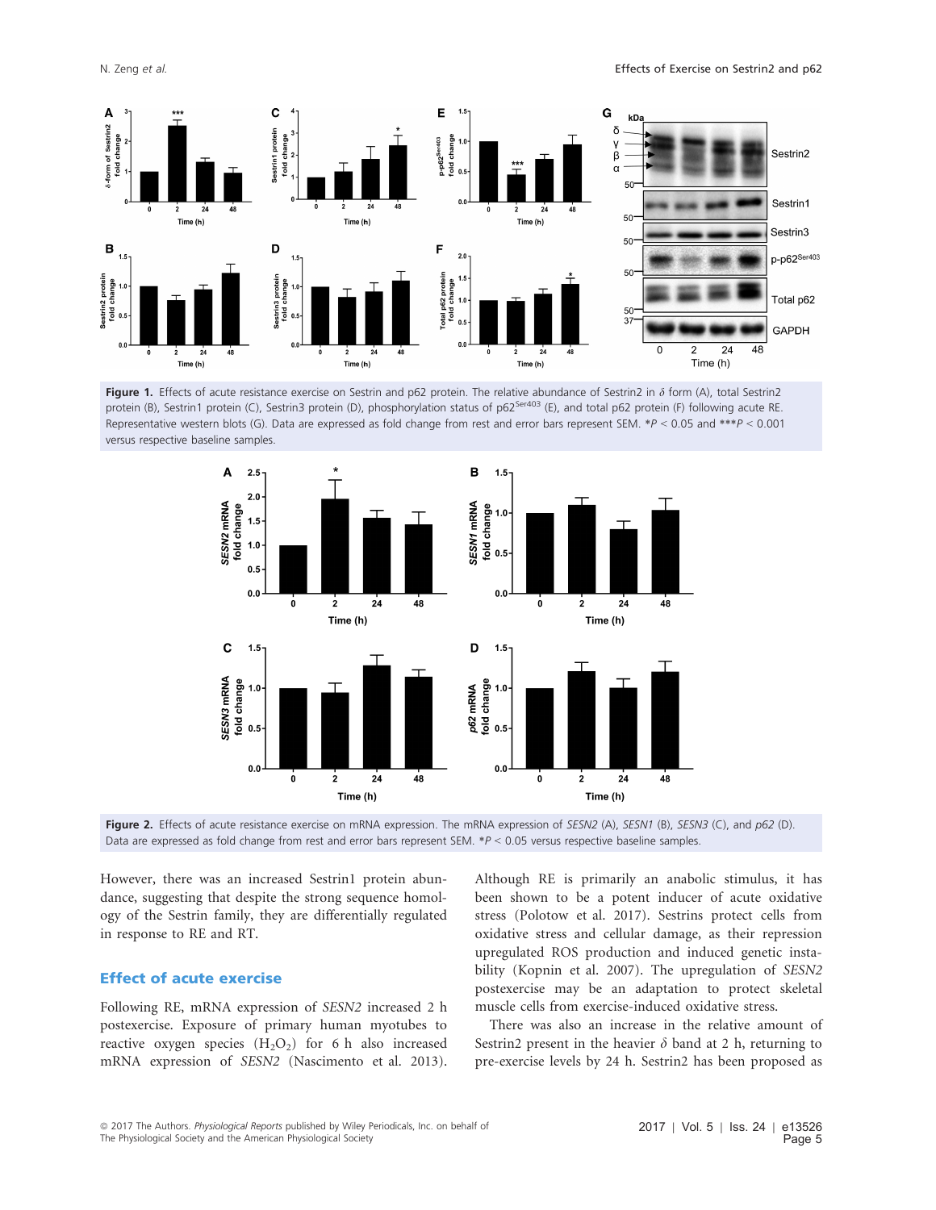**Figure 1.** Effects of acute resistance exercise on Sestrin and p62 protein. The relative abundance of Sestrin2 in $\delta$ form (A), total Sestrin2 protein (B), Sestrin1 protein (C), Sestrin3 protein (D), phosphorylation status of p62$^{Ser403}$ (E), and total p62 protein (F) following acute RE. Representative western blots (G). Data are expressed as fold change from rest and error bars represent SEM. \*$P < 0.05$ and \*\*\*$P < 0.001$ versus respective baseline samples.

**Figure 2.** Effects of acute resistance exercise on mRNA expression. The mRNA expression of *SESN2* (A), *SESN1* (B), *SESN3* (C), and *p62* (D). Data are expressed as fold change from rest and error bars represent SEM. \*$P < 0.05$ versus respective baseline samples.

However, there was an increased Sestrin1 protein abundance, suggesting that despite the strong sequence homology of the Sestrin family, they are differentially regulated in response to RE and RT.

## Effect of acute exercise

Following RE, mRNA expression of *SESN2* increased 2 h postexercise. Exposure of primary human myotubes to reactive oxygen species ($H_2O_2$) for 6 h also increased mRNA expression of *SESN2* (Nascimento et al. 2013). Although RE is primarily an anabolic stimulus, it has been shown to be a potent inducer of acute oxidative stress (Polotow et al. 2017). Sestrins protect cells from oxidative stress and cellular damage, as their repression upregulated ROS production and induced genetic instability (Kopnin et al. 2007). The upregulation of *SESN2* postexercise may be an adaptation to protect skeletal muscle cells from exercise-induced oxidative stress.

There was also an increase in the relative amount of Sestrin2 present in the heavier $\delta$ band at 2 h, returning to pre-exercise levels by 24 h. Sestrin2 has been proposed as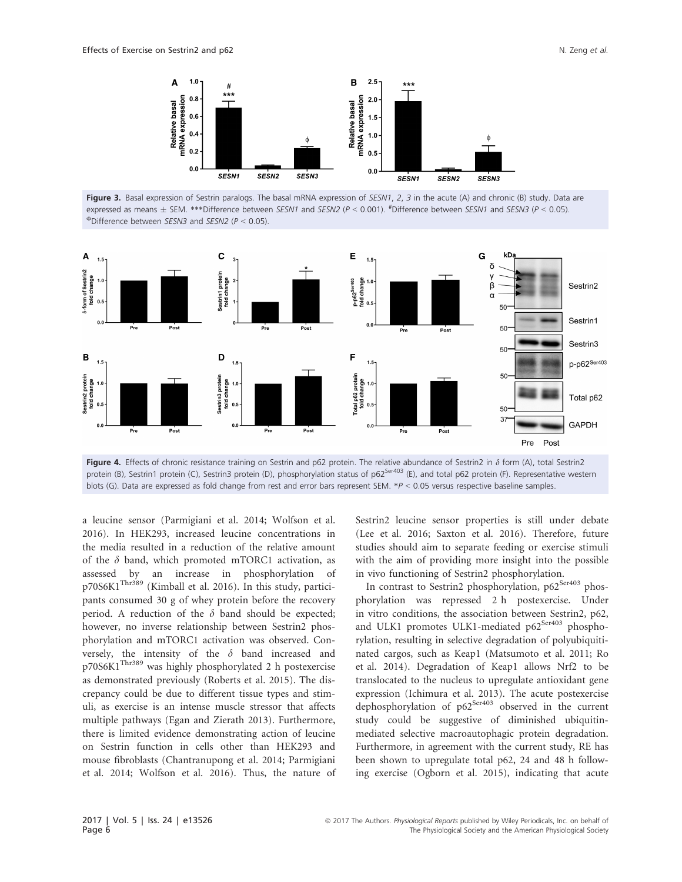**Figure 3.** Basal expression of Sestrin paralogs. The basal mRNA expression of *SESN1*, *2*, *3* in the acute (A) and chronic (B) study. Data are expressed as means ± SEM. ***Difference between *SESN1* and *SESN2* ($P < 0.001$). #Difference between *SESN1* and *SESN3* ($P < 0.05$). ΦDifference between *SESN3* and *SESN2* ($P < 0.05$).

**Figure 4.** Effects of chronic resistance training on Sestrin and p62 protein. The relative abundance of Sestrin2 in $\delta$ form (A), total Sestrin2 protein (B), Sestrin1 protein (C), Sestrin3 protein (D), phosphorylation status of p62$^{Ser403}$ (E), and total p62 protein (F). Representative western blots (G). Data are expressed as fold change from rest and error bars represent SEM. *$P < 0.05$ versus respective baseline samples.

a leucine sensor (Parmigiani et al. 2014; Wolfson et al. 2016). In HEK293, increased leucine concentrations in the media resulted in a reduction of the relative amount of the $\delta$ band, which promoted mTORC1 activation, as assessed by an increase in phosphorylation of p70S6K1$^{Thr389}$ (Kimball et al. 2016). In this study, participants consumed 30 g of whey protein before the recovery period. A reduction of the $\delta$ band should be expected; however, no inverse relationship between Sestrin2 phosphorylation and mTORC1 activation was observed. Conversely, the intensity of the $\delta$ band increased and p70S6K1$^{Thr389}$ was highly phosphorylated 2 h postexercise as demonstrated previously (Roberts et al. 2015). The discrepancy could be due to different tissue types and stimuli, as exercise is an intense muscle stressor that affects multiple pathways (Egan and Zierath 2013). Furthermore, there is limited evidence demonstrating action of leucine on Sestrin function in cells other than HEK293 and mouse fibroblasts (Chantranupong et al. 2014; Parmigiani et al. 2014; Wolfson et al. 2016). Thus, the nature of Sestrin2 leucine sensor properties is still under debate (Lee et al. 2016; Saxton et al. 2016). Therefore, future studies should aim to separate feeding or exercise stimuli with the aim of providing more insight into the possible in vivo functioning of Sestrin2 phosphorylation.

In contrast to Sestrin2 phosphorylation, p62$^{Ser403}$ phosphorylation was repressed 2 h postexercise. Under in vitro conditions, the association between Sestrin2, p62, and ULK1 promotes ULK1-mediated p62$^{Ser403}$ phosphorylation, resulting in selective degradation of polyubiquitinated cargos, such as Keap1 (Matsumoto et al. 2011; Ro et al. 2014). Degradation of Keap1 allows Nrf2 to be translocated to the nucleus to upregulate antioxidant gene expression (Ichimura et al. 2013). The acute postexercise dephosphorylation of p62$^{Ser403}$ observed in the current study could be suggestive of diminished ubiquitin-mediated selective macroautophagic protein degradation. Furthermore, in agreement with the current study, RE has been shown to upregulate total p62, 24 and 48 h following exercise (Ogborn et al. 2015), indicating that acute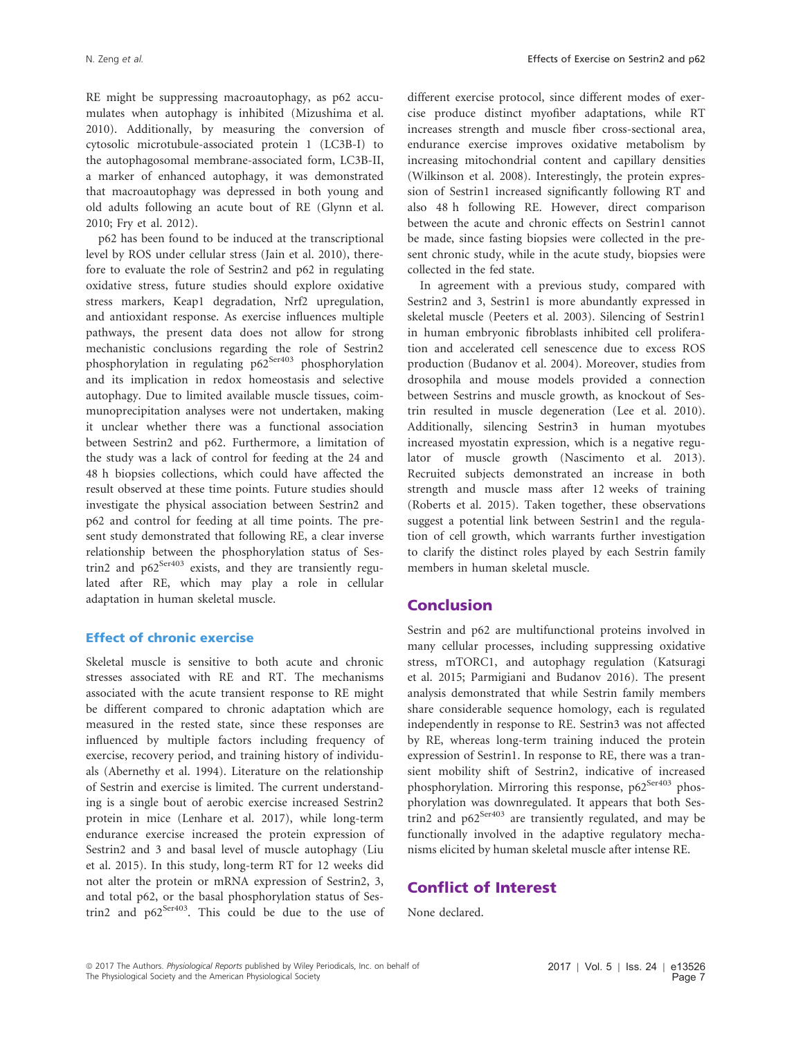RE might be suppressing macroautophagy, as p62 accumulates when autophagy is inhibited (Mizushima et al. 2010). Additionally, by measuring the conversion of cytosolic microtubule-associated protein 1 (LC3B-I) to the autophagosomal membrane-associated form, LC3B-II, a marker of enhanced autophagy, it was demonstrated that macroautophagy was depressed in both young and old adults following an acute bout of RE (Glynn et al. 2010; Fry et al. 2012).

p62 has been found to be induced at the transcriptional level by ROS under cellular stress (Jain et al. 2010), therefore to evaluate the role of Sestrin2 and p62 in regulating oxidative stress, future studies should explore oxidative stress markers, Keap1 degradation, Nrf2 upregulation, and antioxidant response. As exercise influences multiple pathways, the present data does not allow for strong mechanistic conclusions regarding the role of Sestrin2 phosphorylation in regulating $p62^{Ser403}$ phosphorylation and its implication in redox homeostasis and selective autophagy. Due to limited available muscle tissues, coimmunoprecipitation analyses were not undertaken, making it unclear whether there was a functional association between Sestrin2 and p62. Furthermore, a limitation of the study was a lack of control for feeding at the 24 and 48 h biopsies collections, which could have affected the result observed at these time points. Future studies should investigate the physical association between Sestrin2 and p62 and control for feeding at all time points. The present study demonstrated that following RE, a clear inverse relationship between the phosphorylation status of Sestrin2 and $p62^{Ser403}$ exists, and they are transiently regulated after RE, which may play a role in cellular adaptation in human skeletal muscle.

### Effect of chronic exercise

Skeletal muscle is sensitive to both acute and chronic stresses associated with RE and RT. The mechanisms associated with the acute transient response to RE might be different compared to chronic adaptation which are measured in the rested state, since these responses are influenced by multiple factors including frequency of exercise, recovery period, and training history of individuals (Abernethy et al. 1994). Literature on the relationship of Sestrin and exercise is limited. The current understanding is a single bout of aerobic exercise increased Sestrin2 protein in mice (Lenhare et al. 2017), while long-term endurance exercise increased the protein expression of Sestrin2 and 3 and basal level of muscle autophagy (Liu et al. 2015). In this study, long-term RT for 12 weeks did not alter the protein or mRNA expression of Sestrin2, 3, and total p62, or the basal phosphorylation status of Sestrin2 and $p62^{Ser403}$. This could be due to the use of different exercise protocol, since different modes of exercise produce distinct myofiber adaptations, while RT increases strength and muscle fiber cross-sectional area, endurance exercise improves oxidative metabolism by increasing mitochondrial content and capillary densities (Wilkinson et al. 2008). Interestingly, the protein expression of Sestrin1 increased significantly following RT and also 48 h following RE. However, direct comparison between the acute and chronic effects on Sestrin1 cannot be made, since fasting biopsies were collected in the present chronic study, while in the acute study, biopsies were collected in the fed state.

In agreement with a previous study, compared with Sestrin2 and 3, Sestrin1 is more abundantly expressed in skeletal muscle (Peeters et al. 2003). Silencing of Sestrin1 in human embryonic fibroblasts inhibited cell proliferation and accelerated cell senescence due to excess ROS production (Budanov et al. 2004). Moreover, studies from drosophila and mouse models provided a connection between Sestrins and muscle growth, as knockout of Sestrin resulted in muscle degeneration (Lee et al. 2010). Additionally, silencing Sestrin3 in human myotubes increased myostatin expression, which is a negative regulator of muscle growth (Nascimento et al. 2013). Recruited subjects demonstrated an increase in both strength and muscle mass after 12 weeks of training (Roberts et al. 2015). Taken together, these observations suggest a potential link between Sestrin1 and the regulation of cell growth, which warrants further investigation to clarify the distinct roles played by each Sestrin family members in human skeletal muscle.

## Conclusion

Sestrin and p62 are multifunctional proteins involved in many cellular processes, including suppressing oxidative stress, mTORC1, and autophagy regulation (Katsuragi et al. 2015; Parmigiani and Budanov 2016). The present analysis demonstrated that while Sestrin family members share considerable sequence homology, each is regulated independently in response to RE. Sestrin3 was not affected by RE, whereas long-term training induced the protein expression of Sestrin1. In response to RE, there was a transient mobility shift of Sestrin2, indicative of increased phosphorylation. Mirroring this response, $p62^{Ser403}$ phosphorylation was downregulated. It appears that both Sestrin2 and $p62^{Ser403}$ are transiently regulated, and may be functionally involved in the adaptive regulatory mechanisms elicited by human skeletal muscle after intense RE.

## Conflict of Interest

None declared.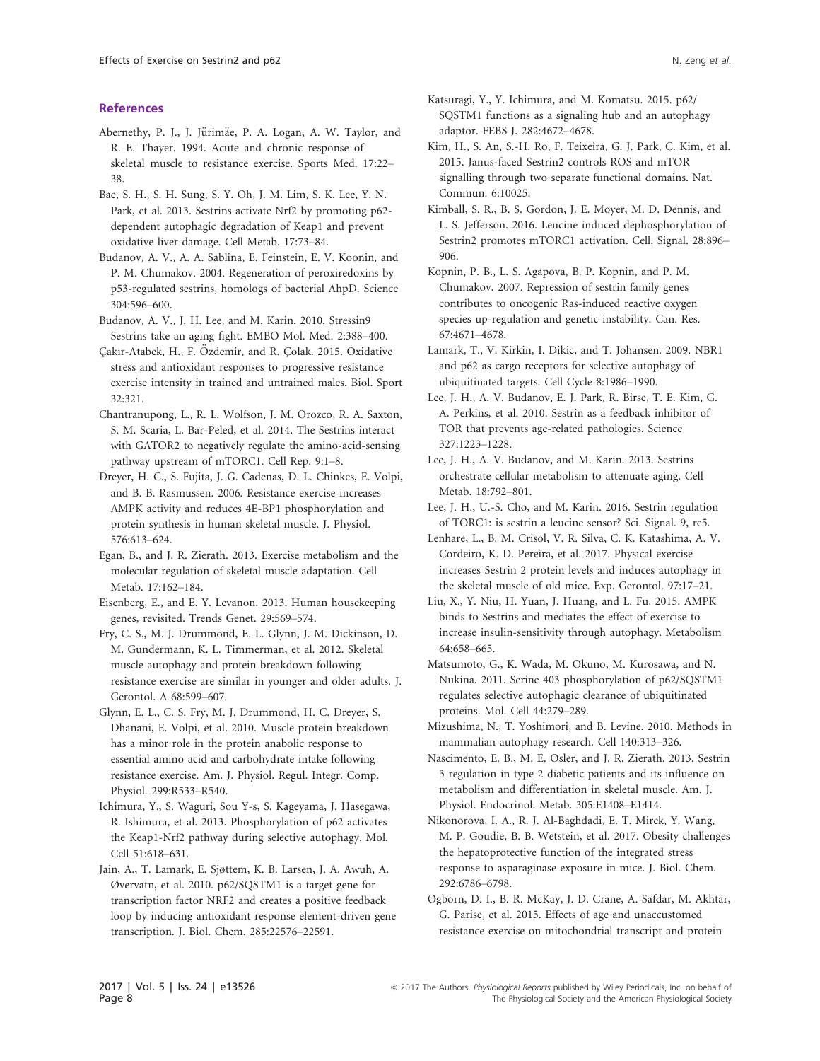## References

Abernethy, P. J., J. Jürimäe, P. A. Logan, A. W. Taylor, and R. E. Thayer. 1994. Acute and chronic response of skeletal muscle to resistance exercise. Sports Med. 17:22–38.

Bae, S. H., S. H. Sung, S. Y. Oh, J. M. Lim, S. K. Lee, Y. N. Park, et al. 2013. Sestrins activate Nrf2 by promoting p62-dependent autophagic degradation of Keap1 and prevent oxidative liver damage. Cell Metab. 17:73–84.

Budanov, A. V., A. A. Sablina, E. Feinstein, E. V. Koonin, and P. M. Chumakov. 2004. Regeneration of peroxiredoxins by p53-regulated sestrins, homologs of bacterial AhpD. Science 304:596–600.

Budanov, A. V., J. H. Lee, and M. Karin. 2010. Stressin9 Sestrins take an aging fight. EMBO Mol. Med. 2:388–400.

Çakır-Atabek, H., F. Özdemir, and R. Çolak. 2015. Oxidative stress and antioxidant responses to progressive resistance exercise intensity in trained and untrained males. Biol. Sport 32:321.

Chantranupong, L., R. L. Wolfson, J. M. Orozco, R. A. Saxton, S. M. Scaria, L. Bar-Peled, et al. 2014. The Sestrins interact with GATOR2 to negatively regulate the amino-acid-sensing pathway upstream of mTORC1. Cell Rep. 9:1–8.

Dreyer, H. C., S. Fujita, J. G. Cadenas, D. L. Chinkes, E. Volpi, and B. B. Rasmussen. 2006. Resistance exercise increases AMPK activity and reduces 4E-BP1 phosphorylation and protein synthesis in human skeletal muscle. J. Physiol. 576:613–624.

Egan, B., and J. R. Zierath. 2013. Exercise metabolism and the molecular regulation of skeletal muscle adaptation. Cell Metab. 17:162–184.

Eisenberg, E., and E. Y. Levanon. 2013. Human housekeeping genes, revisited. Trends Genet. 29:569–574.

Fry, C. S., M. J. Drummond, E. L. Glynn, J. M. Dickinson, D. M. Gundermann, K. L. Timmerman, et al. 2012. Skeletal muscle autophagy and protein breakdown following resistance exercise are similar in younger and older adults. J. Gerontol. A 68:599–607.

Glynn, E. L., C. S. Fry, M. J. Drummond, H. C. Dreyer, S. Dhanani, E. Volpi, et al. 2010. Muscle protein breakdown has a minor role in the protein anabolic response to essential amino acid and carbohydrate intake following resistance exercise. Am. J. Physiol. Regul. Integr. Comp. Physiol. 299:R533–R540.

Ichimura, Y., S. Waguri, Sou Y-s, S. Kageyama, J. Hasegawa, R. Ishimura, et al. 2013. Phosphorylation of p62 activates the Keap1-Nrf2 pathway during selective autophagy. Mol. Cell 51:618–631.

Jain, A., T. Lamark, E. Sjøttem, K. B. Larsen, J. A. Awuh, A. Øvervatn, et al. 2010. p62/SQSTM1 is a target gene for transcription factor NRF2 and creates a positive feedback loop by inducing antioxidant response element-driven gene transcription. J. Biol. Chem. 285:22576–22591.

Katsuragi, Y., Y. Ichimura, and M. Komatsu. 2015. p62/SQSTM1 functions as a signaling hub and an autophagy adaptor. FEBS J. 282:4672–4678.

Kim, H., S. An, S.-H. Ro, F. Teixeira, G. J. Park, C. Kim, et al. 2015. Janus-faced Sestrin2 controls ROS and mTOR signalling through two separate functional domains. Nat. Commun. 6:10025.

Kimball, S. R., B. S. Gordon, J. E. Moyer, M. D. Dennis, and L. S. Jefferson. 2016. Leucine induced dephosphorylation of Sestrin2 promotes mTORC1 activation. Cell. Signal. 28:896–906.

Kopnin, P. B., L. S. Agapova, B. P. Kopnin, and P. M. Chumakov. 2007. Repression of sestrin family genes contributes to oncogenic Ras-induced reactive oxygen species up-regulation and genetic instability. Can. Res. 67:4671–4678.

Lamark, T., V. Kirkin, I. Dikic, and T. Johansen. 2009. NBR1 and p62 as cargo receptors for selective autophagy of ubiquitinated targets. Cell Cycle 8:1986–1990.

Lee, J. H., A. V. Budanov, E. J. Park, R. Birse, T. E. Kim, G. A. Perkins, et al. 2010. Sestrin as a feedback inhibitor of TOR that prevents age-related pathologies. Science 327:1223–1228.

Lee, J. H., A. V. Budanov, and M. Karin. 2013. Sestrins orchestrate cellular metabolism to attenuate aging. Cell Metab. 18:792–801.

Lee, J. H., U.-S. Cho, and M. Karin. 2016. Sestrin regulation of TORC1: is sestrin a leucine sensor? Sci. Signal. 9, re5.

Lenhare, L., B. M. Crisol, V. R. Silva, C. K. Katashima, A. V. Cordeiro, K. D. Pereira, et al. 2017. Physical exercise increases Sestrin 2 protein levels and induces autophagy in the skeletal muscle of old mice. Exp. Gerontol. 97:17–21.

Liu, X., Y. Niu, H. Yuan, J. Huang, and L. Fu. 2015. AMPK binds to Sestrins and mediates the effect of exercise to increase insulin-sensitivity through autophagy. Metabolism 64:658–665.

Matsumoto, G., K. Wada, M. Okuno, M. Kurosawa, and N. Nukina. 2011. Serine 403 phosphorylation of p62/SQSTM1 regulates selective autophagic clearance of ubiquitinated proteins. Mol. Cell 44:279–289.

Mizushima, N., T. Yoshimori, and B. Levine. 2010. Methods in mammalian autophagy research. Cell 140:313–326.

Nascimento, E. B., M. E. Osler, and J. R. Zierath. 2013. Sestrin 3 regulation in type 2 diabetic patients and its influence on metabolism and differentiation in skeletal muscle. Am. J. Physiol. Endocrinol. Metab. 305:E1408–E1414.

Nikonorova, I. A., R. J. Al-Baghdadi, E. T. Mirek, Y. Wang, M. P. Goudie, B. B. Wetstein, et al. 2017. Obesity challenges the hepatoprotective function of the integrated stress response to asparaginase exposure in mice. J. Biol. Chem. 292:6786–6798.

Ogborn, D. I., B. R. McKay, J. D. Crane, A. Safdar, M. Akhtar, G. Parise, et al. 2015. Effects of age and unaccustomed resistance exercise on mitochondrial transcript and protein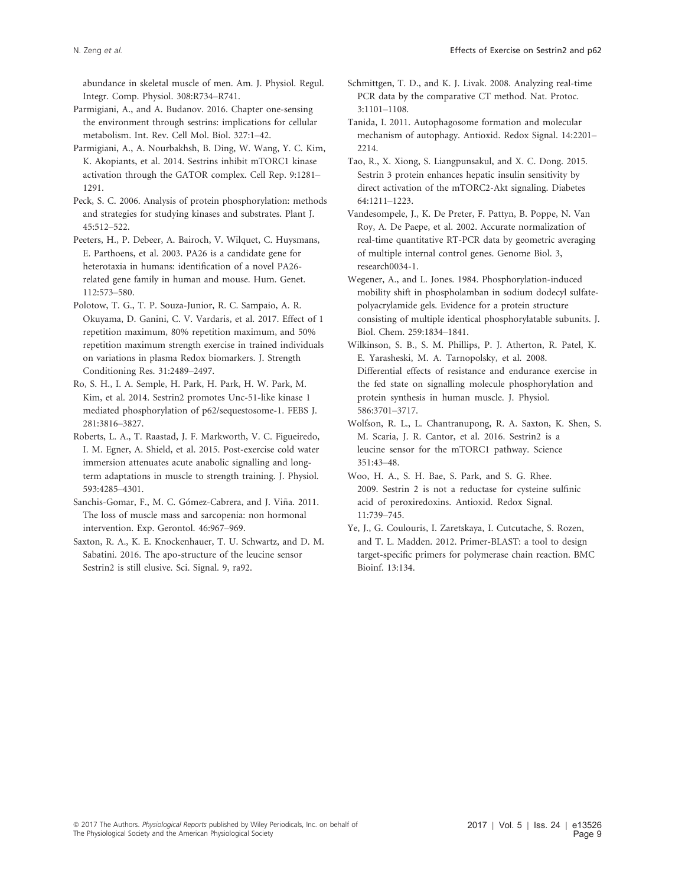abundance in skeletal muscle of men. Am. J. Physiol. Regul. Integr. Comp. Physiol. 308:R734–R741.

Parmigiani, A., and A. Budanov. 2016. Chapter one-sensing the environment through sestrins: implications for cellular metabolism. Int. Rev. Cell Mol. Biol. 327:1–42.

Parmigiani, A., A. Nourbakhsh, B. Ding, W. Wang, Y. C. Kim, K. Akopiants, et al. 2014. Sestrins inhibit mTORC1 kinase activation through the GATOR complex. Cell Rep. 9:1281–1291.

Peck, S. C. 2006. Analysis of protein phosphorylation: methods and strategies for studying kinases and substrates. Plant J. 45:512–522.

Peeters, H., P. Debeer, A. Bairoch, V. Wilquet, C. Huysmans, E. Parthoens, et al. 2003. PA26 is a candidate gene for heterotaxia in humans: identification of a novel PA26-related gene family in human and mouse. Hum. Genet. 112:573–580.

Polotow, T. G., T. P. Souza-Junior, R. C. Sampaio, A. R. Okuyama, D. Ganini, C. V. Vardaris, et al. 2017. Effect of 1 repetition maximum, 80% repetition maximum, and 50% repetition maximum strength exercise in trained individuals on variations in plasma Redox biomarkers. J. Strength Conditioning Res. 31:2489–2497.

Ro, S. H., I. A. Semple, H. Park, H. Park, H. W. Park, M. Kim, et al. 2014. Sestrin2 promotes Unc-51-like kinase 1 mediated phosphorylation of p62/sequestosome-1. FEBS J. 281:3816–3827.

Roberts, L. A., T. Raastad, J. F. Markworth, V. C. Figueiredo, I. M. Egner, A. Shield, et al. 2015. Post-exercise cold water immersion attenuates acute anabolic signalling and long-term adaptations in muscle to strength training. J. Physiol. 593:4285–4301.

Sanchis-Gomar, F., M. C. Gómez-Cabrera, and J. Viña. 2011. The loss of muscle mass and sarcopenia: non hormonal intervention. Exp. Gerontol. 46:967–969.

Saxton, R. A., K. E. Knockenhauer, T. U. Schwartz, and D. M. Sabatini. 2016. The apo-structure of the leucine sensor Sestrin2 is still elusive. Sci. Signal. 9, ra92.

Schmittgen, T. D., and K. J. Livak. 2008. Analyzing real-time PCR data by the comparative CT method. Nat. Protoc. 3:1101–1108.

Tanida, I. 2011. Autophagosome formation and molecular mechanism of autophagy. Antioxid. Redox Signal. 14:2201–2214.

Tao, R., X. Xiong, S. Liangpunsakul, and X. C. Dong. 2015. Sestrin 3 protein enhances hepatic insulin sensitivity by direct activation of the mTORC2-Akt signaling. Diabetes 64:1211–1223.

Vandesompele, J., K. De Preter, F. Pattyn, B. Poppe, N. Van Roy, A. De Paepe, et al. 2002. Accurate normalization of real-time quantitative RT-PCR data by geometric averaging of multiple internal control genes. Genome Biol. 3, research0034-1.

Wegener, A., and L. Jones. 1984. Phosphorylation-induced mobility shift in phospholamban in sodium dodecyl sulfate-polyacrylamide gels. Evidence for a protein structure consisting of multiple identical phosphorylatable subunits. J. Biol. Chem. 259:1834–1841.

Wilkinson, S. B., S. M. Phillips, P. J. Atherton, R. Patel, K. E. Yarasheski, M. A. Tarnopolsky, et al. 2008. Differential effects of resistance and endurance exercise in the fed state on signalling molecule phosphorylation and protein synthesis in human muscle. J. Physiol. 586:3701–3717.

Wolfson, R. L., L. Chantranupong, R. A. Saxton, K. Shen, S. M. Scaria, J. R. Cantor, et al. 2016. Sestrin2 is a leucine sensor for the mTORC1 pathway. Science 351:43–48.

Woo, H. A., S. H. Bae, S. Park, and S. G. Rhee. 2009. Sestrin 2 is not a reductase for cysteine sulfinic acid of peroxiredoxins. Antioxid. Redox Signal. 11:739–745.

Ye, J., G. Coulouris, I. Zaretskaya, I. Cutcutache, S. Rozen, and T. L. Madden. 2012. Primer-BLAST: a tool to design target-specific primers for polymerase chain reaction. BMC Bioinf. 13:134.